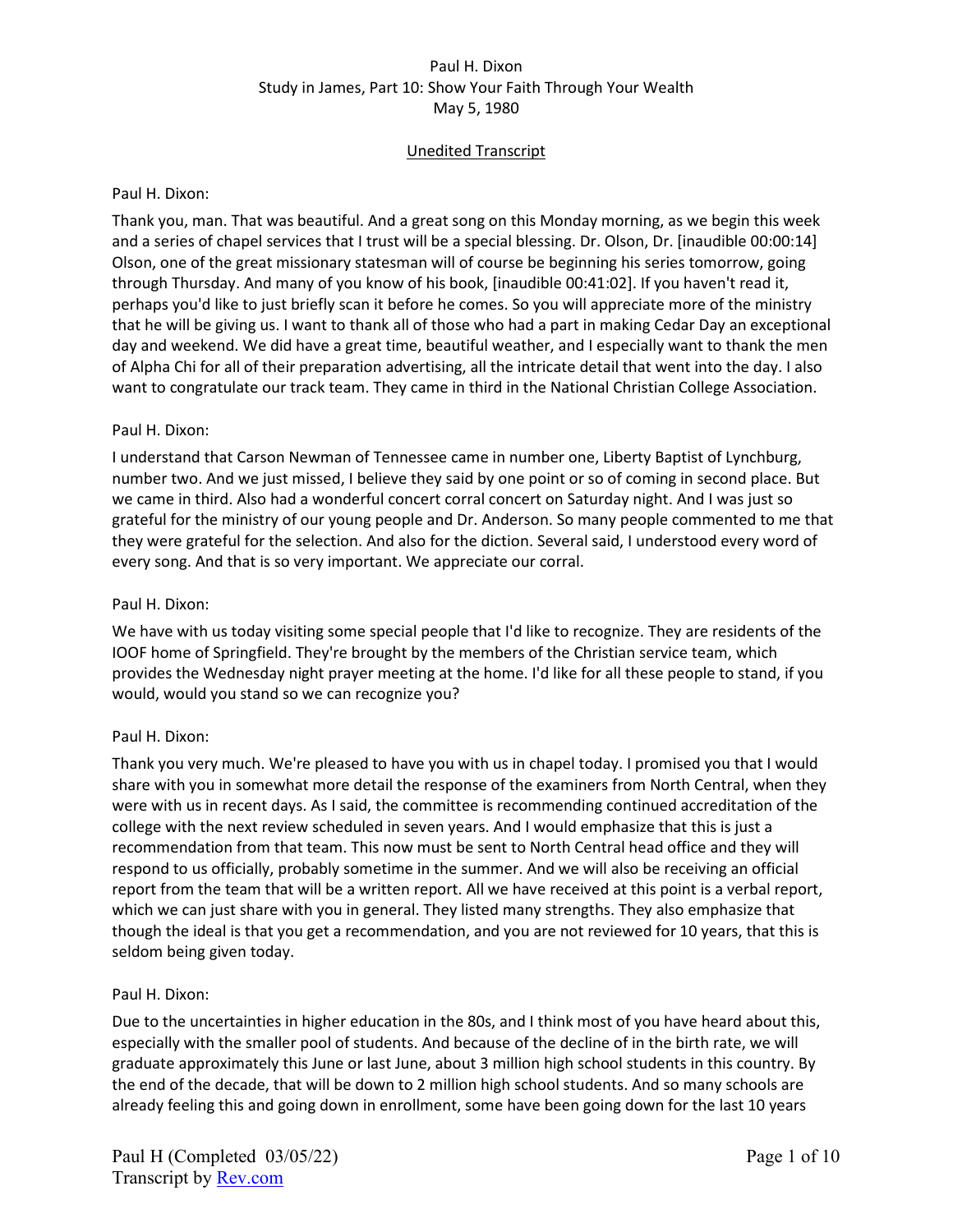Paul H. Dixon
Study in James, Part 10: Show Your Faith Through Your Wealth
May 5, 1980

Unedited Transcript

Paul H. Dixon:

Thank you, man. That was beautiful. And a great song on this Monday morning, as we begin this week and a series of chapel services that I trust will be a special blessing. Dr. Olson, Dr. [inaudible 00:00:14] Olson, one of the great missionary statesman will of course be beginning his series tomorrow, going through Thursday. And many of you know of his book, [inaudible 00:41:02]. If you haven't read it, perhaps you'd like to just briefly scan it before he comes. So you will appreciate more of the ministry that he will be giving us. I want to thank all of those who had a part in making Cedar Day an exceptional day and weekend. We did have a great time, beautiful weather, and I especially want to thank the men of Alpha Chi for all of their preparation advertising, all the intricate detail that went into the day. I also want to congratulate our track team. They came in third in the National Christian College Association.

Paul H. Dixon:

I understand that Carson Newman of Tennessee came in number one, Liberty Baptist of Lynchburg, number two. And we just missed, I believe they said by one point or so of coming in second place. But we came in third. Also had a wonderful concert corral concert on Saturday night. And I was just so grateful for the ministry of our young people and Dr. Anderson. So many people commented to me that they were grateful for the selection. And also for the diction. Several said, I understood every word of every song. And that is so very important. We appreciate our corral.

Paul H. Dixon:

We have with us today visiting some special people that I'd like to recognize. They are residents of the IOOF home of Springfield. They're brought by the members of the Christian service team, which provides the Wednesday night prayer meeting at the home. I'd like for all these people to stand, if you would, would you stand so we can recognize you?

Paul H. Dixon:

Thank you very much. We're pleased to have you with us in chapel today. I promised you that I would share with you in somewhat more detail the response of the examiners from North Central, when they were with us in recent days. As I said, the committee is recommending continued accreditation of the college with the next review scheduled in seven years. And I would emphasize that this is just a recommendation from that team. This now must be sent to North Central head office and they will respond to us officially, probably sometime in the summer. And we will also be receiving an official report from the team that will be a written report. All we have received at this point is a verbal report, which we can just share with you in general. They listed many strengths. They also emphasize that though the ideal is that you get a recommendation, and you are not reviewed for 10 years, that this is seldom being given today.

Paul H. Dixon:

Due to the uncertainties in higher education in the 80s, and I think most of you have heard about this, especially with the smaller pool of students. And because of the decline of in the birth rate, we will graduate approximately this June or last June, about 3 million high school students in this country. By the end of the decade, that will be down to 2 million high school students. And so many schools are already feeling this and going down in enrollment, some have been going down for the last 10 years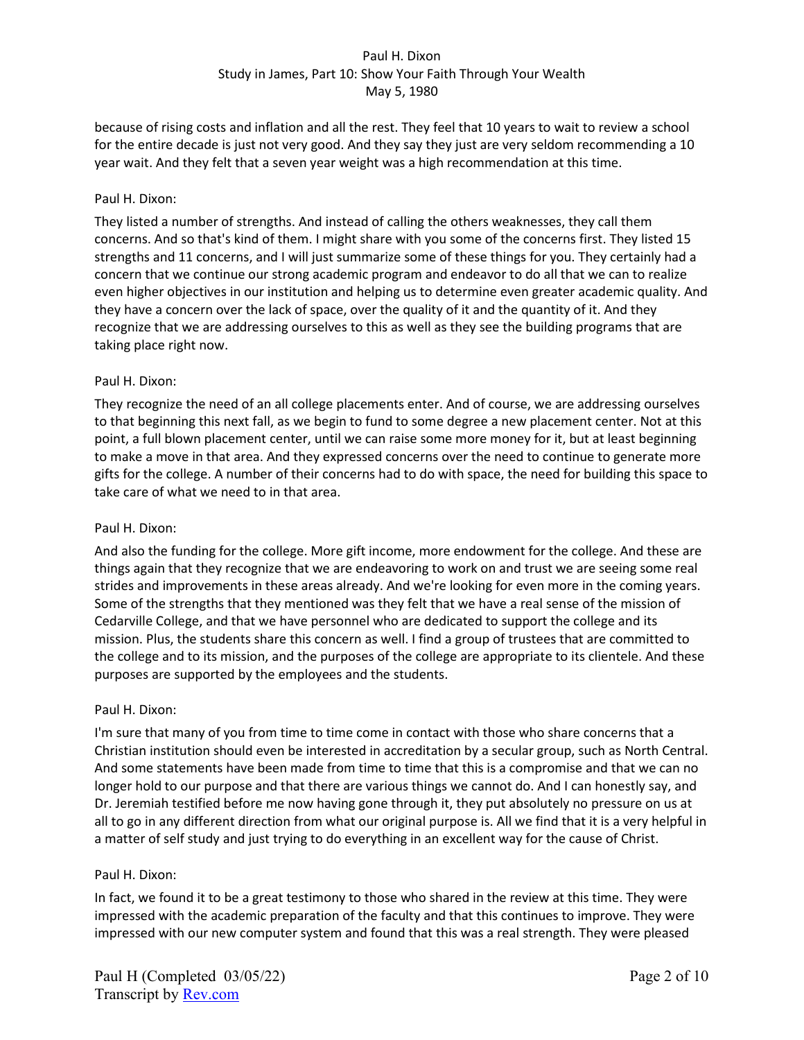because of rising costs and inflation and all the rest. They feel that 10 years to wait to review a school for the entire decade is just not very good. And they say they just are very seldom recommending a 10 year wait. And they felt that a seven year weight was a high recommendation at this time.

Paul H. Dixon:

They listed a number of strengths. And instead of calling the others weaknesses, they call them concerns. And so that's kind of them. I might share with you some of the concerns first. They listed 15 strengths and 11 concerns, and I will just summarize some of these things for you. They certainly had a concern that we continue our strong academic program and endeavor to do all that we can to realize even higher objectives in our institution and helping us to determine even greater academic quality. And they have a concern over the lack of space, over the quality of it and the quantity of it. And they recognize that we are addressing ourselves to this as well as they see the building programs that are taking place right now.

Paul H. Dixon:

They recognize the need of an all college placements enter. And of course, we are addressing ourselves to that beginning this next fall, as we begin to fund to some degree a new placement center. Not at this point, a full blown placement center, until we can raise some more money for it, but at least beginning to make a move in that area. And they expressed concerns over the need to continue to generate more gifts for the college. A number of their concerns had to do with space, the need for building this space to take care of what we need to in that area.

Paul H. Dixon:

And also the funding for the college. More gift income, more endowment for the college. And these are things again that they recognize that we are endeavoring to work on and trust we are seeing some real strides and improvements in these areas already. And we're looking for even more in the coming years. Some of the strengths that they mentioned was they felt that we have a real sense of the mission of Cedarville College, and that we have personnel who are dedicated to support the college and its mission. Plus, the students share this concern as well. I find a group of trustees that are committed to the college and to its mission, and the purposes of the college are appropriate to its clientele. And these purposes are supported by the employees and the students.

Paul H. Dixon:

I'm sure that many of you from time to time come in contact with those who share concerns that a Christian institution should even be interested in accreditation by a secular group, such as North Central. And some statements have been made from time to time that this is a compromise and that we can no longer hold to our purpose and that there are various things we cannot do. And I can honestly say, and Dr. Jeremiah testified before me now having gone through it, they put absolutely no pressure on us at all to go in any different direction from what our original purpose is. All we find that it is a very helpful in a matter of self study and just trying to do everything in an excellent way for the cause of Christ.

Paul H. Dixon:

In fact, we found it to be a great testimony to those who shared in the review at this time. They were impressed with the academic preparation of the faculty and that this continues to improve. They were impressed with our new computer system and found that this was a real strength. They were pleased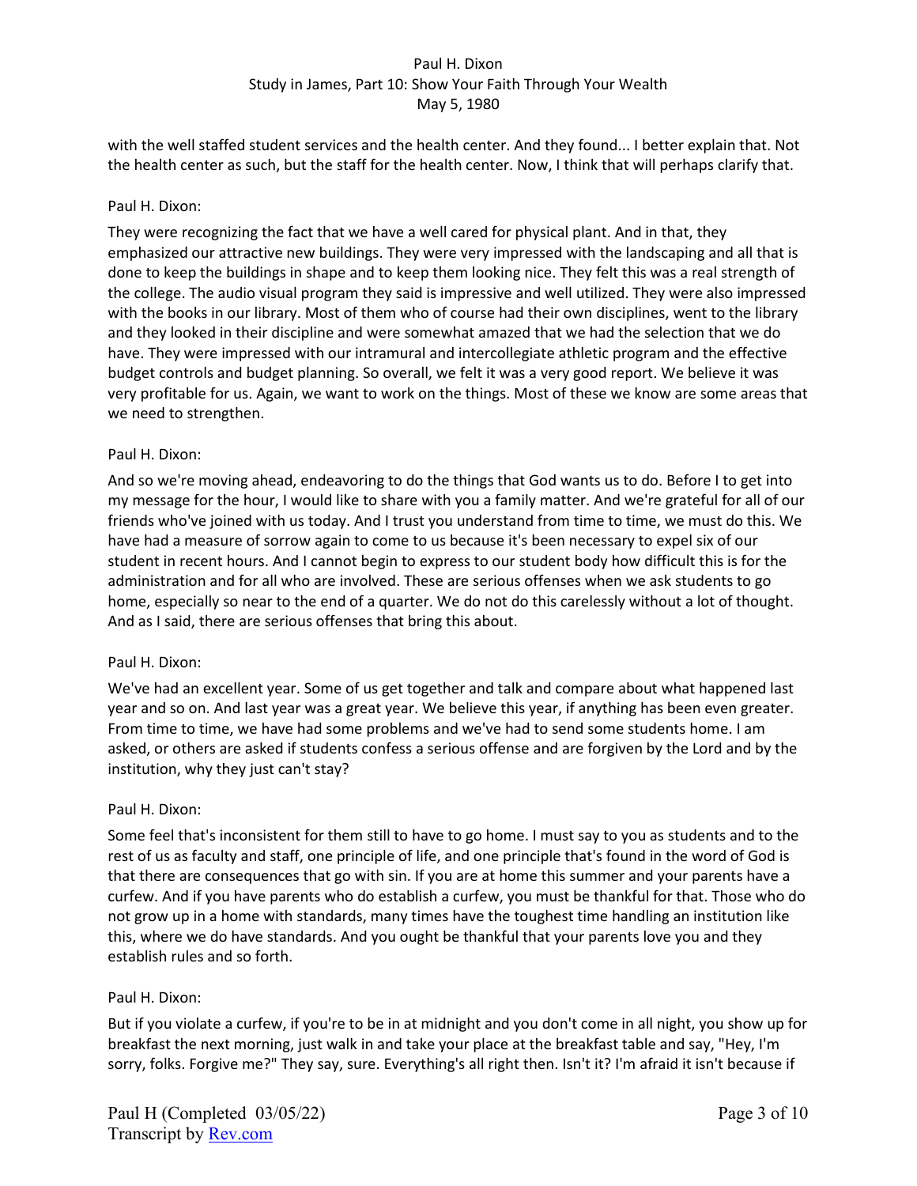with the well staffed student services and the health center. And they found... I better explain that. Not the health center as such, but the staff for the health center. Now, I think that will perhaps clarify that.

Paul H. Dixon:

They were recognizing the fact that we have a well cared for physical plant. And in that, they emphasized our attractive new buildings. They were very impressed with the landscaping and all that is done to keep the buildings in shape and to keep them looking nice. They felt this was a real strength of the college. The audio visual program they said is impressive and well utilized. They were also impressed with the books in our library. Most of them who of course had their own disciplines, went to the library and they looked in their discipline and were somewhat amazed that we had the selection that we do have. They were impressed with our intramural and intercollegiate athletic program and the effective budget controls and budget planning. So overall, we felt it was a very good report. We believe it was very profitable for us. Again, we want to work on the things. Most of these we know are some areas that we need to strengthen.

Paul H. Dixon:

And so we're moving ahead, endeavoring to do the things that God wants us to do. Before I to get into my message for the hour, I would like to share with you a family matter. And we're grateful for all of our friends who've joined with us today. And I trust you understand from time to time, we must do this. We have had a measure of sorrow again to come to us because it's been necessary to expel six of our student in recent hours. And I cannot begin to express to our student body how difficult this is for the administration and for all who are involved. These are serious offenses when we ask students to go home, especially so near to the end of a quarter. We do not do this carelessly without a lot of thought. And as I said, there are serious offenses that bring this about.

Paul H. Dixon:

We've had an excellent year. Some of us get together and talk and compare about what happened last year and so on. And last year was a great year. We believe this year, if anything has been even greater. From time to time, we have had some problems and we've had to send some students home. I am asked, or others are asked if students confess a serious offense and are forgiven by the Lord and by the institution, why they just can't stay?

Paul H. Dixon:

Some feel that's inconsistent for them still to have to go home. I must say to you as students and to the rest of us as faculty and staff, one principle of life, and one principle that's found in the word of God is that there are consequences that go with sin. If you are at home this summer and your parents have a curfew. And if you have parents who do establish a curfew, you must be thankful for that. Those who do not grow up in a home with standards, many times have the toughest time handling an institution like this, where we do have standards. And you ought be thankful that your parents love you and they establish rules and so forth.

Paul H. Dixon:

But if you violate a curfew, if you're to be in at midnight and you don't come in all night, you show up for breakfast the next morning, just walk in and take your place at the breakfast table and say, "Hey, I'm sorry, folks. Forgive me?" They say, sure. Everything's all right then. Isn't it? I'm afraid it isn't because if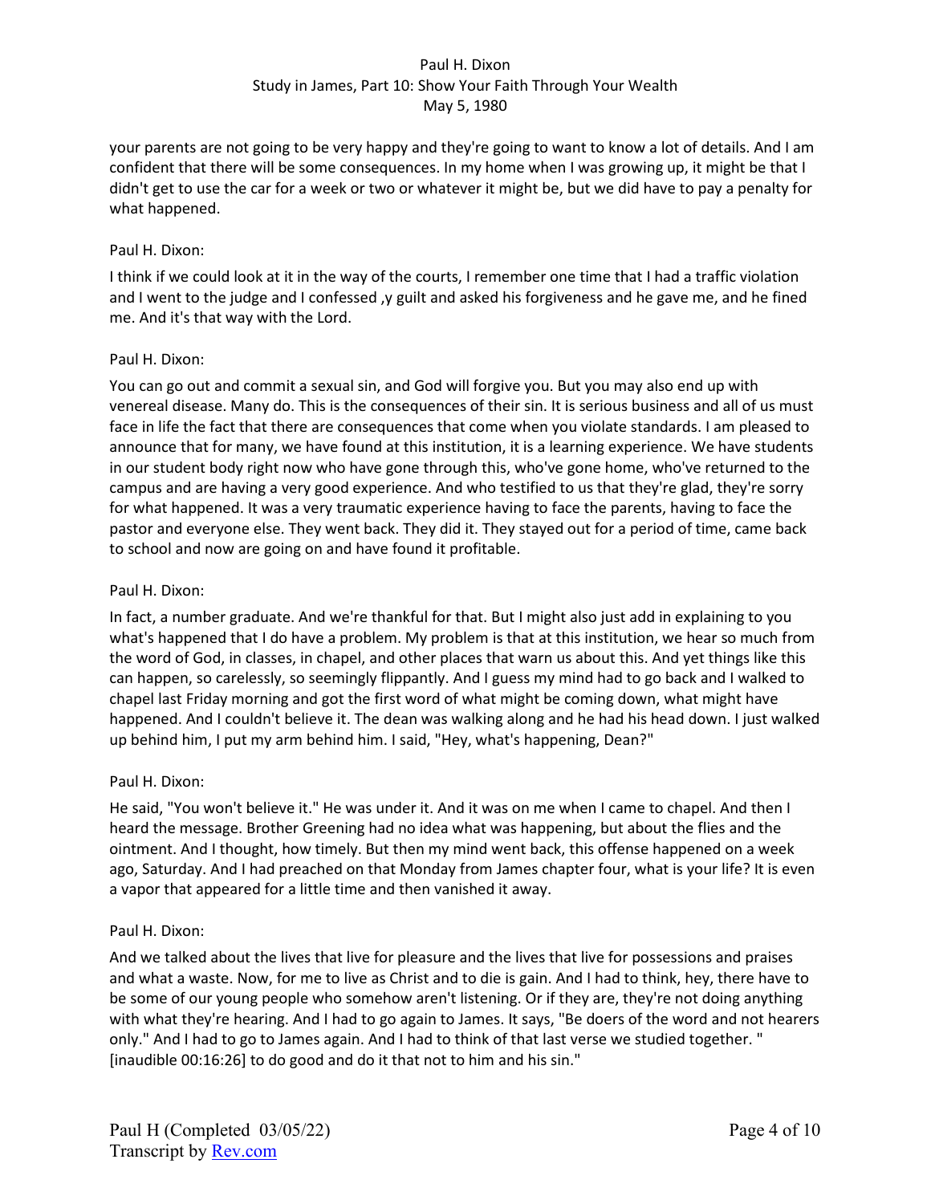your parents are not going to be very happy and they're going to want to know a lot of details. And I am confident that there will be some consequences. In my home when I was growing up, it might be that I didn't get to use the car for a week or two or whatever it might be, but we did have to pay a penalty for what happened.

Paul H. Dixon:

I think if we could look at it in the way of the courts, I remember one time that I had a traffic violation and I went to the judge and I confessed ,y guilt and asked his forgiveness and he gave me, and he fined me. And it's that way with the Lord.

Paul H. Dixon:

You can go out and commit a sexual sin, and God will forgive you. But you may also end up with venereal disease. Many do. This is the consequences of their sin. It is serious business and all of us must face in life the fact that there are consequences that come when you violate standards. I am pleased to announce that for many, we have found at this institution, it is a learning experience. We have students in our student body right now who have gone through this, who've gone home, who've returned to the campus and are having a very good experience. And who testified to us that they're glad, they're sorry for what happened. It was a very traumatic experience having to face the parents, having to face the pastor and everyone else. They went back. They did it. They stayed out for a period of time, came back to school and now are going on and have found it profitable.

Paul H. Dixon:

In fact, a number graduate. And we're thankful for that. But I might also just add in explaining to you what's happened that I do have a problem. My problem is that at this institution, we hear so much from the word of God, in classes, in chapel, and other places that warn us about this. And yet things like this can happen, so carelessly, so seemingly flippantly. And I guess my mind had to go back and I walked to chapel last Friday morning and got the first word of what might be coming down, what might have happened. And I couldn't believe it. The dean was walking along and he had his head down. I just walked up behind him, I put my arm behind him. I said, "Hey, what's happening, Dean?"

Paul H. Dixon:

He said, "You won't believe it." He was under it. And it was on me when I came to chapel. And then I heard the message. Brother Greening had no idea what was happening, but about the flies and the ointment. And I thought, how timely. But then my mind went back, this offense happened on a week ago, Saturday. And I had preached on that Monday from James chapter four, what is your life? It is even a vapor that appeared for a little time and then vanished it away.

Paul H. Dixon:

And we talked about the lives that live for pleasure and the lives that live for possessions and praises and what a waste. Now, for me to live as Christ and to die is gain. And I had to think, hey, there have to be some of our young people who somehow aren't listening. Or if they are, they're not doing anything with what they're hearing. And I had to go again to James. It says, "Be doers of the word and not hearers only." And I had to go to James again. And I had to think of that last verse we studied together. " [inaudible 00:16:26] to do good and do it that not to him and his sin."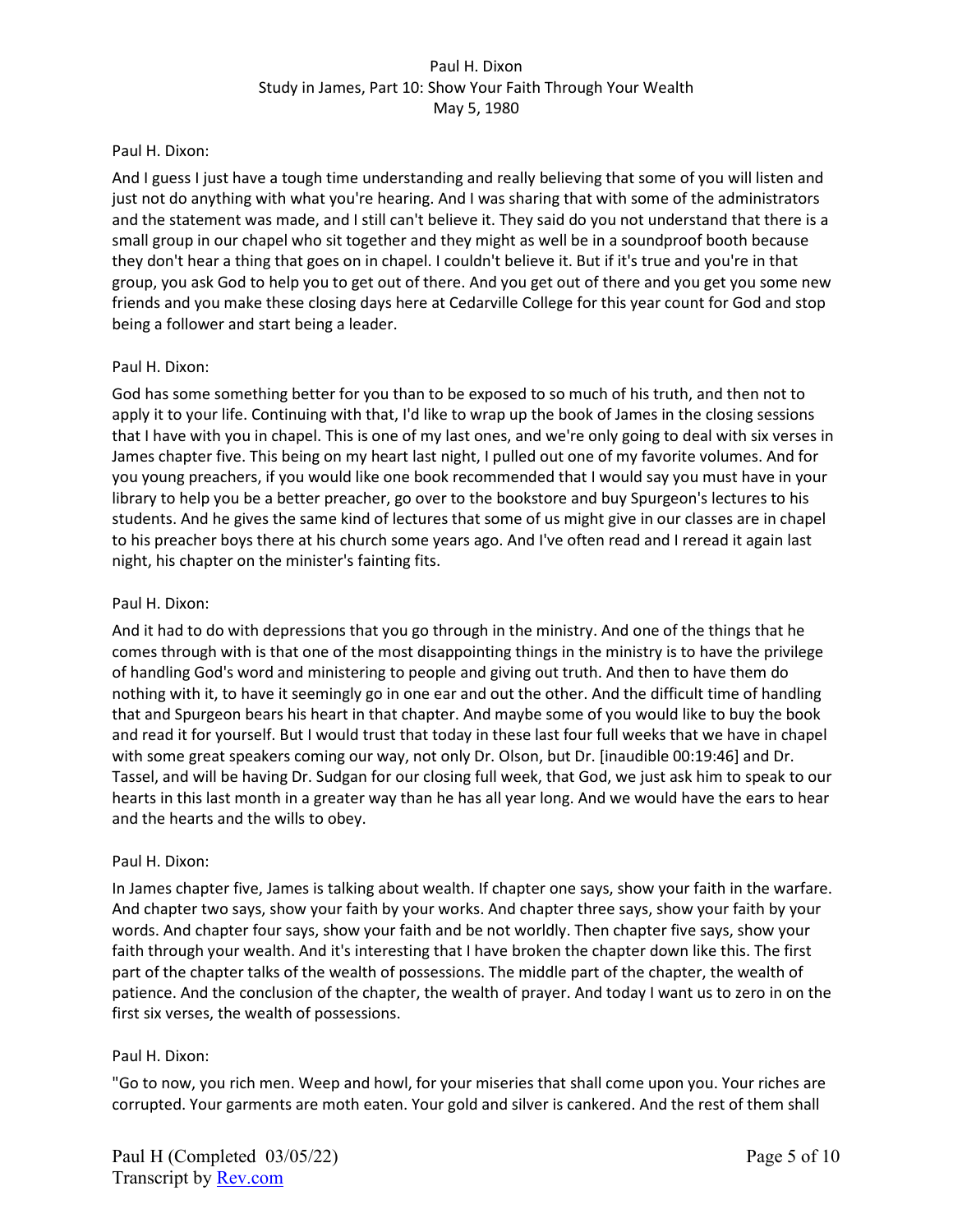Paul H. Dixon:

And I guess I just have a tough time understanding and really believing that some of you will listen and just not do anything with what you're hearing. And I was sharing that with some of the administrators and the statement was made, and I still can't believe it. They said do you not understand that there is a small group in our chapel who sit together and they might as well be in a soundproof booth because they don't hear a thing that goes on in chapel. I couldn't believe it. But if it's true and you're in that group, you ask God to help you to get out of there. And you get out of there and you get you some new friends and you make these closing days here at Cedarville College for this year count for God and stop being a follower and start being a leader.

Paul H. Dixon:

God has some something better for you than to be exposed to so much of his truth, and then not to apply it to your life. Continuing with that, I'd like to wrap up the book of James in the closing sessions that I have with you in chapel. This is one of my last ones, and we're only going to deal with six verses in James chapter five. This being on my heart last night, I pulled out one of my favorite volumes. And for you young preachers, if you would like one book recommended that I would say you must have in your library to help you be a better preacher, go over to the bookstore and buy Spurgeon's lectures to his students. And he gives the same kind of lectures that some of us might give in our classes are in chapel to his preacher boys there at his church some years ago. And I've often read and I reread it again last night, his chapter on the minister's fainting fits.

Paul H. Dixon:

And it had to do with depressions that you go through in the ministry. And one of the things that he comes through with is that one of the most disappointing things in the ministry is to have the privilege of handling God's word and ministering to people and giving out truth. And then to have them do nothing with it, to have it seemingly go in one ear and out the other. And the difficult time of handling that and Spurgeon bears his heart in that chapter. And maybe some of you would like to buy the book and read it for yourself. But I would trust that today in these last four full weeks that we have in chapel with some great speakers coming our way, not only Dr. Olson, but Dr. [inaudible 00:19:46] and Dr. Tassel, and will be having Dr. Sudgan for our closing full week, that God, we just ask him to speak to our hearts in this last month in a greater way than he has all year long. And we would have the ears to hear and the hearts and the wills to obey.

Paul H. Dixon:

In James chapter five, James is talking about wealth. If chapter one says, show your faith in the warfare. And chapter two says, show your faith by your works. And chapter three says, show your faith by your words. And chapter four says, show your faith and be not worldly. Then chapter five says, show your faith through your wealth. And it's interesting that I have broken the chapter down like this. The first part of the chapter talks of the wealth of possessions. The middle part of the chapter, the wealth of patience. And the conclusion of the chapter, the wealth of prayer. And today I want us to zero in on the first six verses, the wealth of possessions.

Paul H. Dixon:

"Go to now, you rich men. Weep and howl, for your miseries that shall come upon you. Your riches are corrupted. Your garments are moth eaten. Your gold and silver is cankered. And the rest of them shall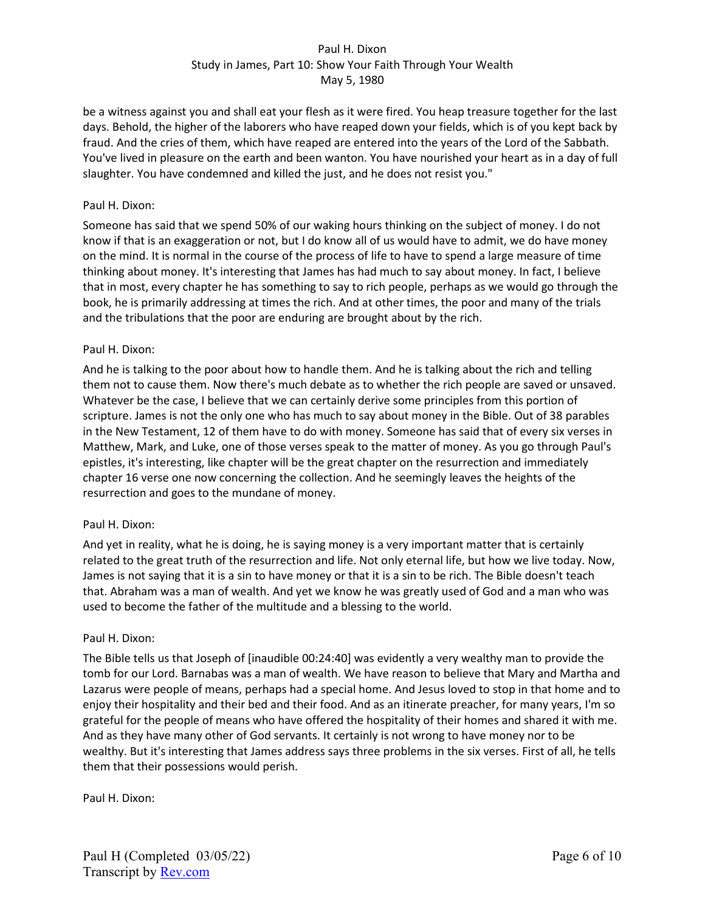be a witness against you and shall eat your flesh as it were fired. You heap treasure together for the last days. Behold, the higher of the laborers who have reaped down your fields, which is of you kept back by fraud. And the cries of them, which have reaped are entered into the years of the Lord of the Sabbath. You've lived in pleasure on the earth and been wanton. You have nourished your heart as in a day of full slaughter. You have condemned and killed the just, and he does not resist you."

Paul H. Dixon:

Someone has said that we spend 50% of our waking hours thinking on the subject of money. I do not know if that is an exaggeration or not, but I do know all of us would have to admit, we do have money on the mind. It is normal in the course of the process of life to have to spend a large measure of time thinking about money. It's interesting that James has had much to say about money. In fact, I believe that in most, every chapter he has something to say to rich people, perhaps as we would go through the book, he is primarily addressing at times the rich. And at other times, the poor and many of the trials and the tribulations that the poor are enduring are brought about by the rich.

Paul H. Dixon:

And he is talking to the poor about how to handle them. And he is talking about the rich and telling them not to cause them. Now there's much debate as to whether the rich people are saved or unsaved. Whatever be the case, I believe that we can certainly derive some principles from this portion of scripture. James is not the only one who has much to say about money in the Bible. Out of 38 parables in the New Testament, 12 of them have to do with money. Someone has said that of every six verses in Matthew, Mark, and Luke, one of those verses speak to the matter of money. As you go through Paul's epistles, it's interesting, like chapter will be the great chapter on the resurrection and immediately chapter 16 verse one now concerning the collection. And he seemingly leaves the heights of the resurrection and goes to the mundane of money.

Paul H. Dixon:

And yet in reality, what he is doing, he is saying money is a very important matter that is certainly related to the great truth of the resurrection and life. Not only eternal life, but how we live today. Now, James is not saying that it is a sin to have money or that it is a sin to be rich. The Bible doesn't teach that. Abraham was a man of wealth. And yet we know he was greatly used of God and a man who was used to become the father of the multitude and a blessing to the world.

Paul H. Dixon:

The Bible tells us that Joseph of [inaudible 00:24:40] was evidently a very wealthy man to provide the tomb for our Lord. Barnabas was a man of wealth. We have reason to believe that Mary and Martha and Lazarus were people of means, perhaps had a special home. And Jesus loved to stop in that home and to enjoy their hospitality and their bed and their food. And as an itinerate preacher, for many years, I'm so grateful for the people of means who have offered the hospitality of their homes and shared it with me. And as they have many other of God servants. It certainly is not wrong to have money nor to be wealthy. But it's interesting that James address says three problems in the six verses. First of all, he tells them that their possessions would perish.

Paul H. Dixon: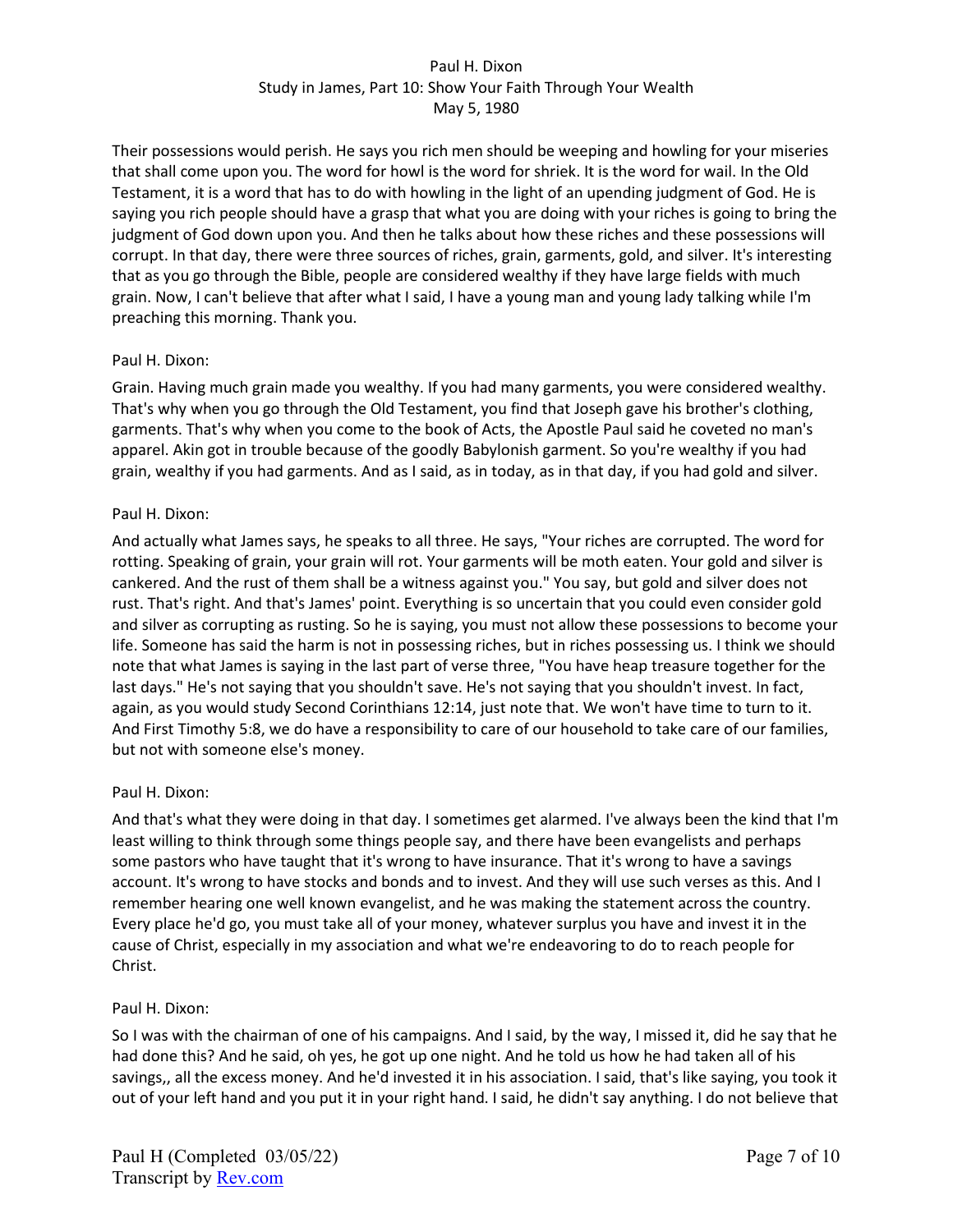Their possessions would perish. He says you rich men should be weeping and howling for your miseries that shall come upon you. The word for howl is the word for shriek. It is the word for wail. In the Old Testament, it is a word that has to do with howling in the light of an upending judgment of God. He is saying you rich people should have a grasp that what you are doing with your riches is going to bring the judgment of God down upon you. And then he talks about how these riches and these possessions will corrupt. In that day, there were three sources of riches, grain, garments, gold, and silver. It's interesting that as you go through the Bible, people are considered wealthy if they have large fields with much grain. Now, I can't believe that after what I said, I have a young man and young lady talking while I'm preaching this morning. Thank you.

Paul H. Dixon:

Grain. Having much grain made you wealthy. If you had many garments, you were considered wealthy. That's why when you go through the Old Testament, you find that Joseph gave his brother's clothing, garments. That's why when you come to the book of Acts, the Apostle Paul said he coveted no man's apparel. Akin got in trouble because of the goodly Babylonish garment. So you're wealthy if you had grain, wealthy if you had garments. And as I said, as in today, as in that day, if you had gold and silver.

Paul H. Dixon:

And actually what James says, he speaks to all three. He says, "Your riches are corrupted. The word for rotting. Speaking of grain, your grain will rot. Your garments will be moth eaten. Your gold and silver is cankered. And the rust of them shall be a witness against you." You say, but gold and silver does not rust. That's right. And that's James' point. Everything is so uncertain that you could even consider gold and silver as corrupting as rusting. So he is saying, you must not allow these possessions to become your life. Someone has said the harm is not in possessing riches, but in riches possessing us. I think we should note that what James is saying in the last part of verse three, "You have heap treasure together for the last days." He's not saying that you shouldn't save. He's not saying that you shouldn't invest. In fact, again, as you would study Second Corinthians 12:14, just note that. We won't have time to turn to it. And First Timothy 5:8, we do have a responsibility to care of our household to take care of our families, but not with someone else's money.

Paul H. Dixon:

And that's what they were doing in that day. I sometimes get alarmed. I've always been the kind that I'm least willing to think through some things people say, and there have been evangelists and perhaps some pastors who have taught that it's wrong to have insurance. That it's wrong to have a savings account. It's wrong to have stocks and bonds and to invest. And they will use such verses as this. And I remember hearing one well known evangelist, and he was making the statement across the country. Every place he'd go, you must take all of your money, whatever surplus you have and invest it in the cause of Christ, especially in my association and what we're endeavoring to do to reach people for Christ.

Paul H. Dixon:

So I was with the chairman of one of his campaigns. And I said, by the way, I missed it, did he say that he had done this? And he said, oh yes, he got up one night. And he told us how he had taken all of his savings,, all the excess money. And he'd invested it in his association. I said, that's like saying, you took it out of your left hand and you put it in your right hand. I said, he didn't say anything. I do not believe that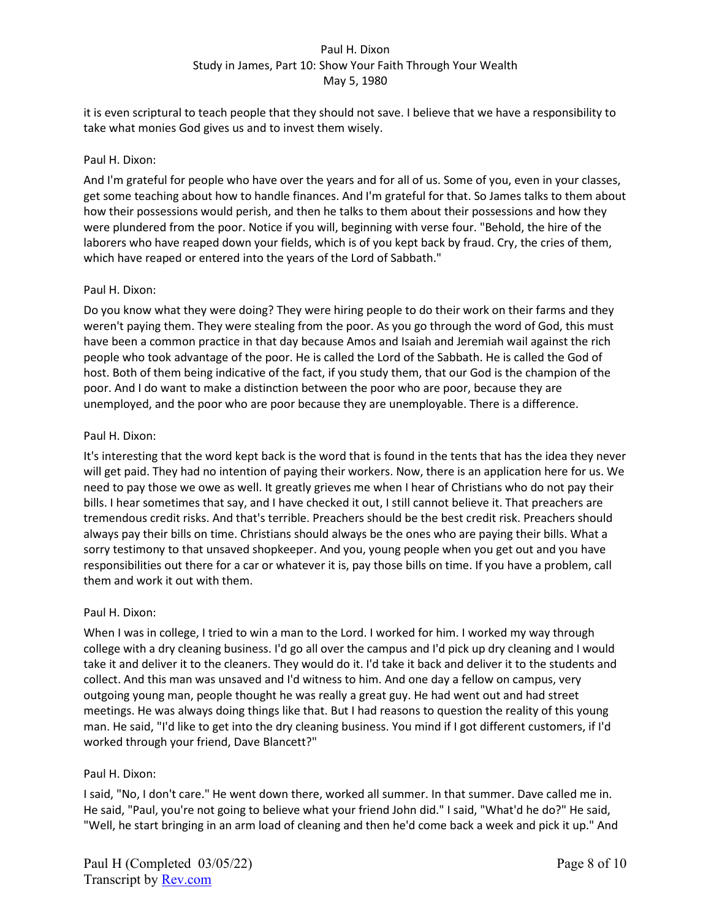it is even scriptural to teach people that they should not save. I believe that we have a responsibility to take what monies God gives us and to invest them wisely.

Paul H. Dixon:

And I'm grateful for people who have over the years and for all of us. Some of you, even in your classes, get some teaching about how to handle finances. And I'm grateful for that. So James talks to them about how their possessions would perish, and then he talks to them about their possessions and how they were plundered from the poor. Notice if you will, beginning with verse four. "Behold, the hire of the laborers who have reaped down your fields, which is of you kept back by fraud. Cry, the cries of them, which have reaped or entered into the years of the Lord of Sabbath."

Paul H. Dixon:

Do you know what they were doing? They were hiring people to do their work on their farms and they weren't paying them. They were stealing from the poor. As you go through the word of God, this must have been a common practice in that day because Amos and Isaiah and Jeremiah wail against the rich people who took advantage of the poor. He is called the Lord of the Sabbath. He is called the God of host. Both of them being indicative of the fact, if you study them, that our God is the champion of the poor. And I do want to make a distinction between the poor who are poor, because they are unemployed, and the poor who are poor because they are unemployable. There is a difference.

Paul H. Dixon:

It's interesting that the word kept back is the word that is found in the tents that has the idea they never will get paid. They had no intention of paying their workers. Now, there is an application here for us. We need to pay those we owe as well. It greatly grieves me when I hear of Christians who do not pay their bills. I hear sometimes that say, and I have checked it out, I still cannot believe it. That preachers are tremendous credit risks. And that's terrible. Preachers should be the best credit risk. Preachers should always pay their bills on time. Christians should always be the ones who are paying their bills. What a sorry testimony to that unsaved shopkeeper. And you, young people when you get out and you have responsibilities out there for a car or whatever it is, pay those bills on time. If you have a problem, call them and work it out with them.

Paul H. Dixon:

When I was in college, I tried to win a man to the Lord. I worked for him. I worked my way through college with a dry cleaning business. I'd go all over the campus and I'd pick up dry cleaning and I would take it and deliver it to the cleaners. They would do it. I'd take it back and deliver it to the students and collect. And this man was unsaved and I'd witness to him. And one day a fellow on campus, very outgoing young man, people thought he was really a great guy. He had went out and had street meetings. He was always doing things like that. But I had reasons to question the reality of this young man. He said, "I'd like to get into the dry cleaning business. You mind if I got different customers, if I'd worked through your friend, Dave Blancett?"

Paul H. Dixon:

I said, "No, I don't care." He went down there, worked all summer. In that summer. Dave called me in. He said, "Paul, you're not going to believe what your friend John did." I said, "What'd he do?" He said, "Well, he start bringing in an arm load of cleaning and then he'd come back a week and pick it up." And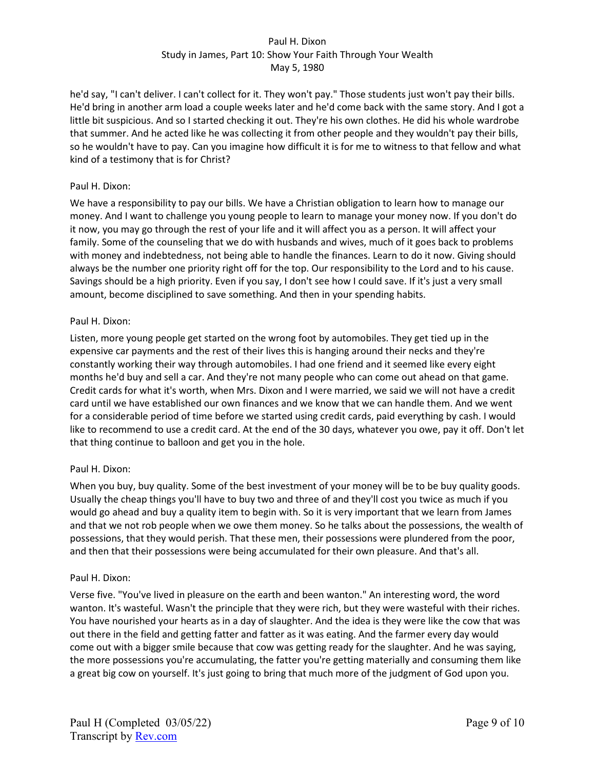he'd say, "I can't deliver. I can't collect for it. They won't pay." Those students just won't pay their bills. He'd bring in another arm load a couple weeks later and he'd come back with the same story. And I got a little bit suspicious. And so I started checking it out. They're his own clothes. He did his whole wardrobe that summer. And he acted like he was collecting it from other people and they wouldn't pay their bills, so he wouldn't have to pay. Can you imagine how difficult it is for me to witness to that fellow and what kind of a testimony that is for Christ?

Paul H. Dixon:

We have a responsibility to pay our bills. We have a Christian obligation to learn how to manage our money. And I want to challenge you young people to learn to manage your money now. If you don't do it now, you may go through the rest of your life and it will affect you as a person. It will affect your family. Some of the counseling that we do with husbands and wives, much of it goes back to problems with money and indebtedness, not being able to handle the finances. Learn to do it now. Giving should always be the number one priority right off for the top. Our responsibility to the Lord and to his cause. Savings should be a high priority. Even if you say, I don't see how I could save. If it's just a very small amount, become disciplined to save something. And then in your spending habits.

Paul H. Dixon:

Listen, more young people get started on the wrong foot by automobiles. They get tied up in the expensive car payments and the rest of their lives this is hanging around their necks and they're constantly working their way through automobiles. I had one friend and it seemed like every eight months he'd buy and sell a car. And they're not many people who can come out ahead on that game. Credit cards for what it's worth, when Mrs. Dixon and I were married, we said we will not have a credit card until we have established our own finances and we know that we can handle them. And we went for a considerable period of time before we started using credit cards, paid everything by cash. I would like to recommend to use a credit card. At the end of the 30 days, whatever you owe, pay it off. Don't let that thing continue to balloon and get you in the hole.

Paul H. Dixon:

When you buy, buy quality. Some of the best investment of your money will be to be buy quality goods. Usually the cheap things you'll have to buy two and three of and they'll cost you twice as much if you would go ahead and buy a quality item to begin with. So it is very important that we learn from James and that we not rob people when we owe them money. So he talks about the possessions, the wealth of possessions, that they would perish. That these men, their possessions were plundered from the poor, and then that their possessions were being accumulated for their own pleasure. And that's all.

Paul H. Dixon:

Verse five. "You've lived in pleasure on the earth and been wanton." An interesting word, the word wanton. It's wasteful. Wasn't the principle that they were rich, but they were wasteful with their riches. You have nourished your hearts as in a day of slaughter. And the idea is they were like the cow that was out there in the field and getting fatter and fatter as it was eating. And the farmer every day would come out with a bigger smile because that cow was getting ready for the slaughter. And he was saying, the more possessions you're accumulating, the fatter you're getting materially and consuming them like a great big cow on yourself. It's just going to bring that much more of the judgment of God upon you.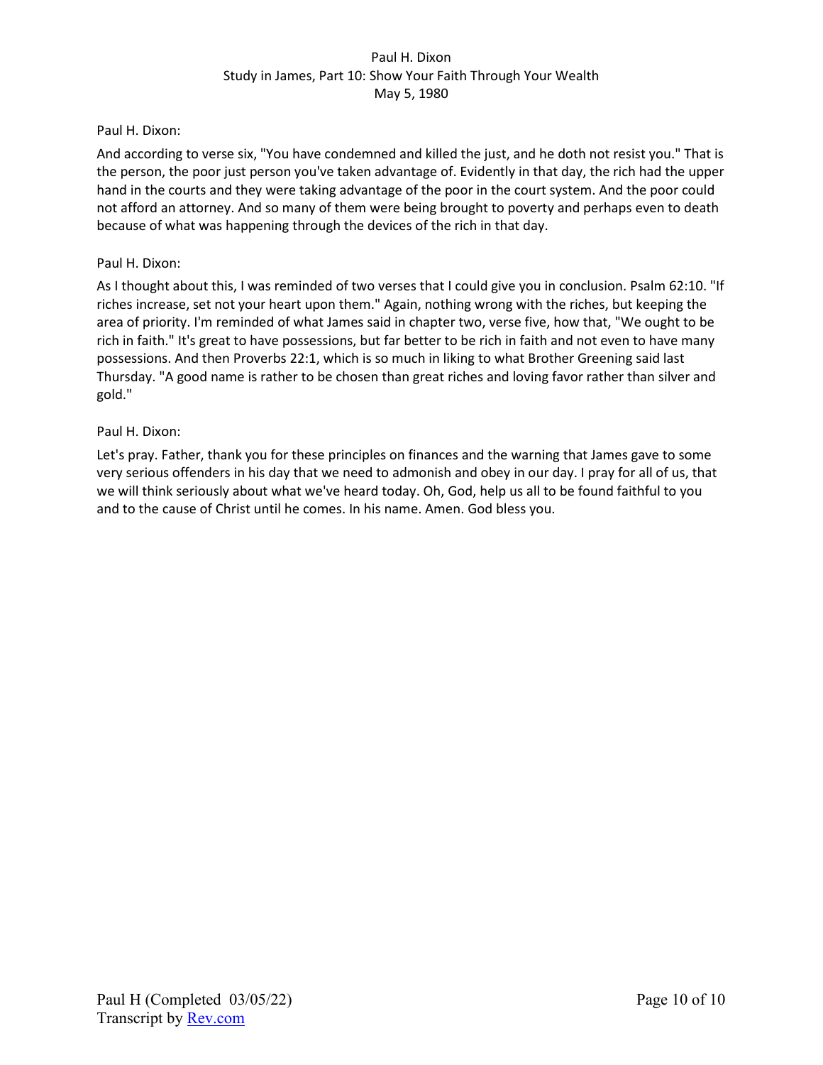Paul H. Dixon:

And according to verse six, "You have condemned and killed the just, and he doth not resist you." That is the person, the poor just person you've taken advantage of. Evidently in that day, the rich had the upper hand in the courts and they were taking advantage of the poor in the court system. And the poor could not afford an attorney. And so many of them were being brought to poverty and perhaps even to death because of what was happening through the devices of the rich in that day.

Paul H. Dixon:

As I thought about this, I was reminded of two verses that I could give you in conclusion. Psalm 62:10. "If riches increase, set not your heart upon them." Again, nothing wrong with the riches, but keeping the area of priority. I'm reminded of what James said in chapter two, verse five, how that, "We ought to be rich in faith." It's great to have possessions, but far better to be rich in faith and not even to have many possessions. And then Proverbs 22:1, which is so much in liking to what Brother Greening said last Thursday. "A good name is rather to be chosen than great riches and loving favor rather than silver and gold."

Paul H. Dixon:

Let's pray. Father, thank you for these principles on finances and the warning that James gave to some very serious offenders in his day that we need to admonish and obey in our day. I pray for all of us, that we will think seriously about what we've heard today. Oh, God, help us all to be found faithful to you and to the cause of Christ until he comes. In his name. Amen. God bless you.